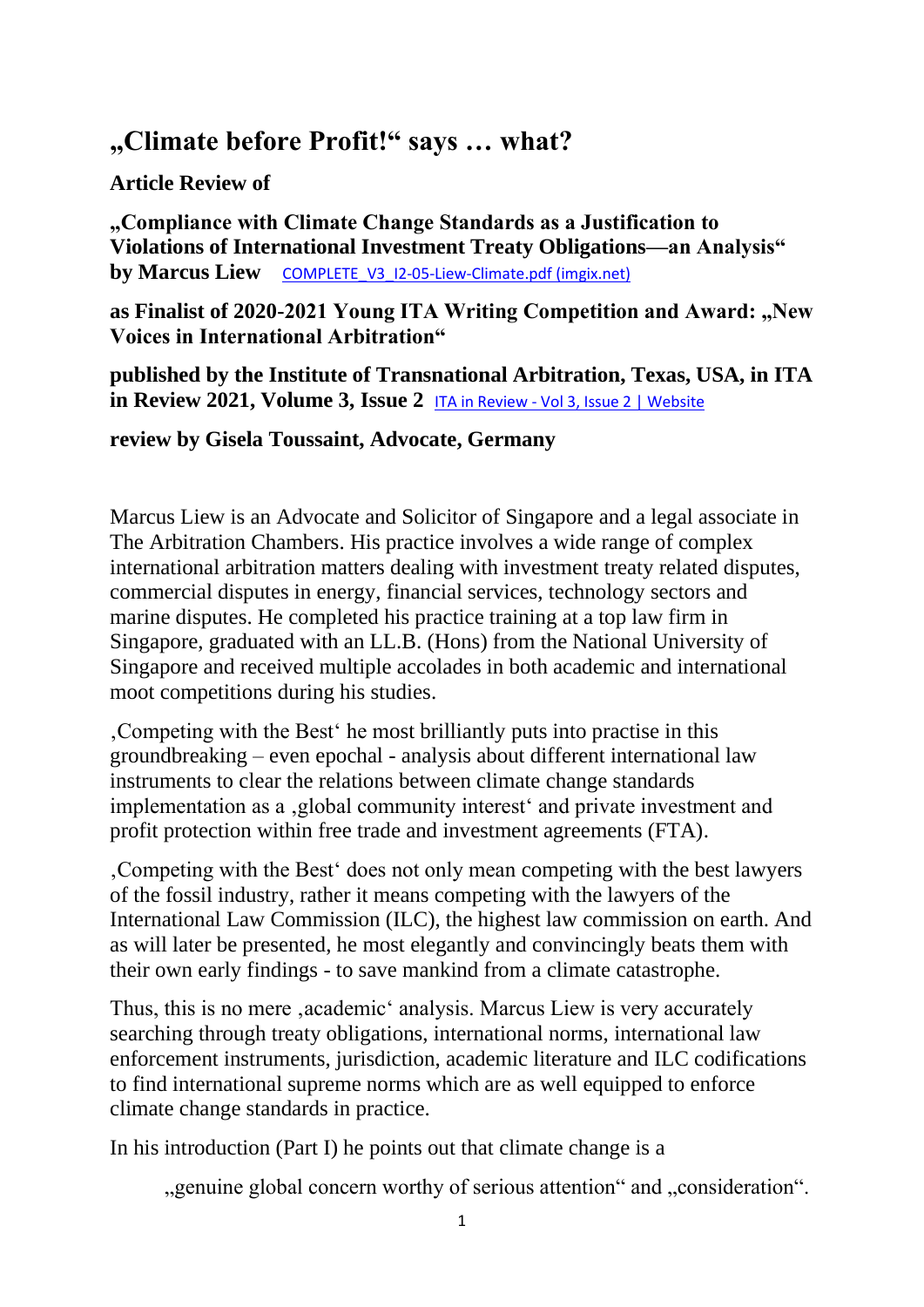# „Climate before Profit!" says … what?

**Article Review of**

**„Compliance with Climate Change Standards as a Justification to Violations of International Investment Treaty Obligations—an Analysis" by Marcus Liew** COMPLETE_V3_I2-05-Liew-Climate.pdf (imgix.net)

**as Finalist of 2020-2021 Young ITA Writing Competition and Award: „New Voices in International Arbitration"**

**published by the Institute of Transnational Arbitration, Texas, USA, in ITA in Review 2021, Volume 3, Issue 2** ITA in Review - Vol 3, Issue 2 | Website

**review by Gisela Toussaint, Advocate, Germany**

Marcus Liew is an Advocate and Solicitor of Singapore and a legal associate in The Arbitration Chambers. His practice involves a wide range of complex international arbitration matters dealing with investment treaty related disputes, commercial disputes in energy, financial services, technology sectors and marine disputes. He completed his practice training at a top law firm in Singapore, graduated with an LL.B. (Hons) from the National University of Singapore and received multiple accolades in both academic and international moot competitions during his studies.

'Competing with the Best' he most brilliantly puts into practise in this groundbreaking – even epochal - analysis about different international law instruments to clear the relations between climate change standards implementation as a 'global community interest' and private investment and profit protection within free trade and investment agreements (FTA).

'Competing with the Best' does not only mean competing with the best lawyers of the fossil industry, rather it means competing with the lawyers of the International Law Commission (ILC), the highest law commission on earth. And as will later be presented, he most elegantly and convincingly beats them with their own early findings - to save mankind from a climate catastrophe.

Thus, this is no mere 'academic' analysis. Marcus Liew is very accurately searching through treaty obligations, international norms, international law enforcement instruments, jurisdiction, academic literature and ILC codifications to find international supreme norms which are as well equipped to enforce climate change standards in practice.

In his introduction (Part I) he points out that climate change is a

> „genuine global concern worthy of serious attention" and „consideration".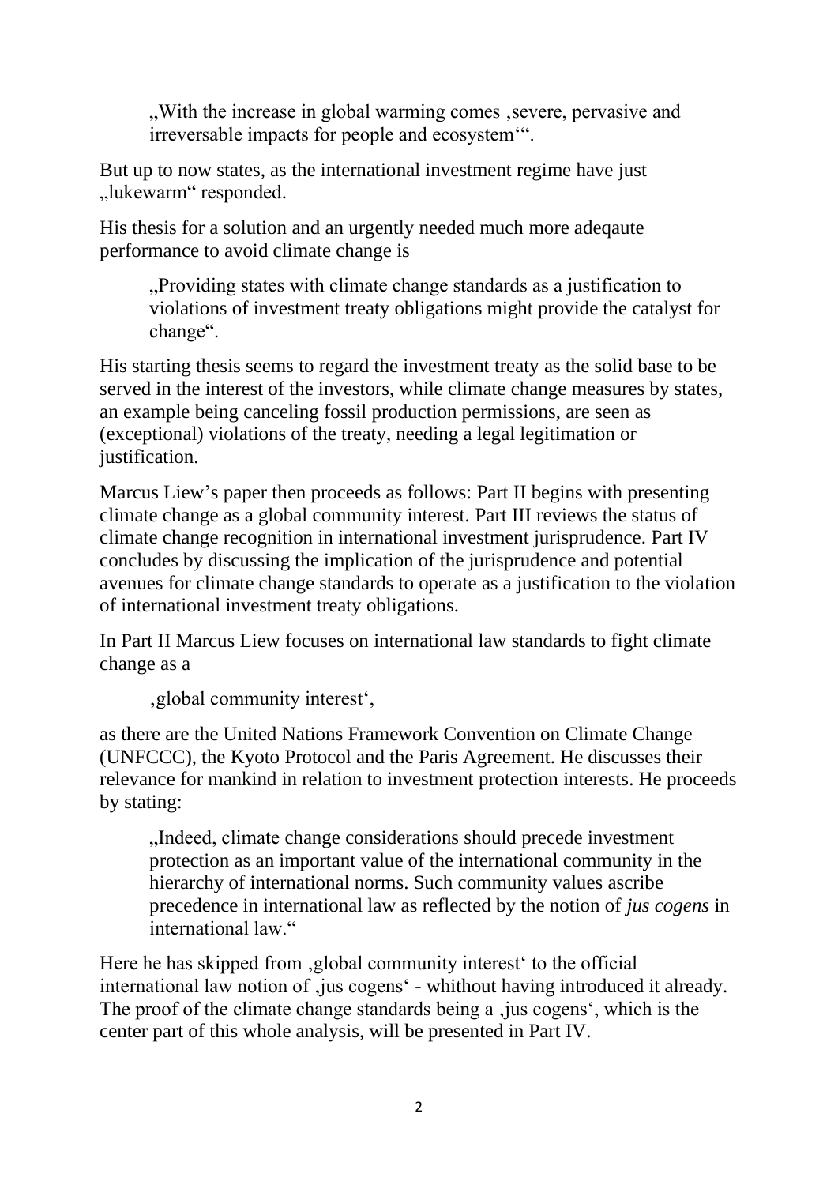„With the increase in global warming comes ‚severe, pervasive and irreversable impacts for people and ecosystem'".

But up to now states, as the international investment regime have just „lukewarm" responded.

His thesis for a solution and an urgently needed much more adeqaute performance to avoid climate change is

> „Providing states with climate change standards as a justification to violations of investment treaty obligations might provide the catalyst for change".

His starting thesis seems to regard the investment treaty as the solid base to be served in the interest of the investors, while climate change measures by states, an example being canceling fossil production permissions, are seen as (exceptional) violations of the treaty, needing a legal legitimation or justification.

Marcus Liew's paper then proceeds as follows: Part II begins with presenting climate change as a global community interest. Part III reviews the status of climate change recognition in international investment jurisprudence. Part IV concludes by discussing the implication of the jurisprudence and potential avenues for climate change standards to operate as a justification to the violation of international investment treaty obligations.

In Part II Marcus Liew focuses on international law standards to fight climate change as a

> ‚global community interest',

as there are the United Nations Framework Convention on Climate Change (UNFCCC), the Kyoto Protocol and the Paris Agreement. He discusses their relevance for mankind in relation to investment protection interests. He proceeds by stating:

> „Indeed, climate change considerations should precede investment protection as an important value of the international community in the hierarchy of international norms. Such community values ascribe precedence in international law as reflected by the notion of *jus cogens* in international law."

Here he has skipped from ‚global community interest' to the official international law notion of ‚jus cogens' - whithout having introduced it already. The proof of the climate change standards being a ‚jus cogens', which is the center part of this whole analysis, will be presented in Part IV.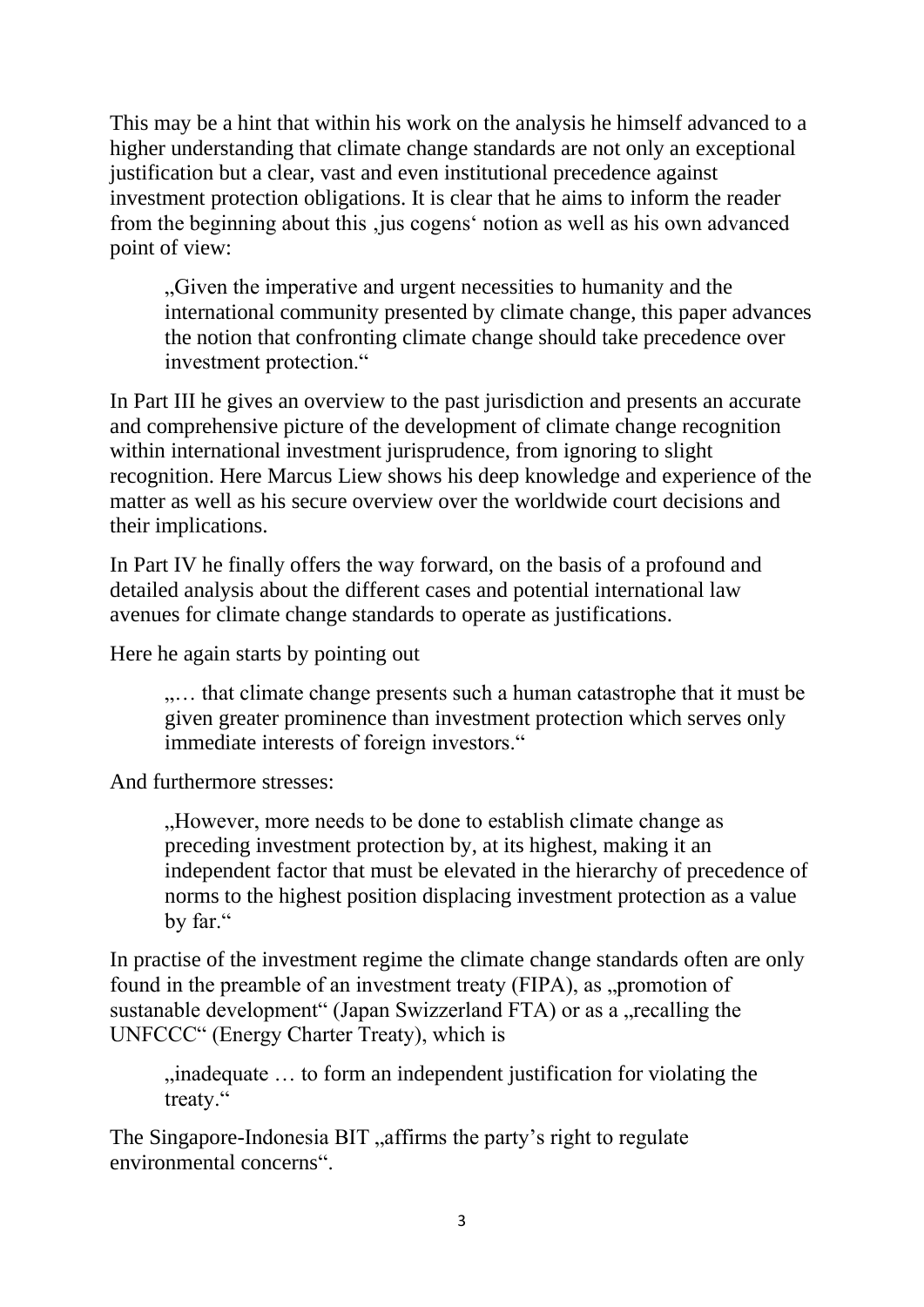This may be a hint that within his work on the analysis he himself advanced to a higher understanding that climate change standards are not only an exceptional justification but a clear, vast and even institutional precedence against investment protection obligations. It is clear that he aims to inform the reader from the beginning about this ‚jus cogens‘ notion as well as his own advanced point of view:

> „Given the imperative and urgent necessities to humanity and the international community presented by climate change, this paper advances the notion that confronting climate change should take precedence over investment protection.“

In Part III he gives an overview to the past jurisdiction and presents an accurate and comprehensive picture of the development of climate change recognition within international investment jurisprudence, from ignoring to slight recognition. Here Marcus Liew shows his deep knowledge and experience of the matter as well as his secure overview over the worldwide court decisions and their implications.

In Part IV he finally offers the way forward, on the basis of a profound and detailed analysis about the different cases and potential international law avenues for climate change standards to operate as justifications.

Here he again starts by pointing out

> „… that climate change presents such a human catastrophe that it must be given greater prominence than investment protection which serves only immediate interests of foreign investors.“

And furthermore stresses:

> „However, more needs to be done to establish climate change as preceding investment protection by, at its highest, making it an independent factor that must be elevated in the hierarchy of precedence of norms to the highest position displacing investment protection as a value by far.“

In practise of the investment regime the climate change standards often are only found in the preamble of an investment treaty (FIPA), as „promotion of sustanable development“ (Japan Swizzerland FTA) or as a „recalling the UNFCCC“ (Energy Charter Treaty), which is

> „inadequate … to form an independent justification for violating the treaty.“

The Singapore-Indonesia BIT „affirms the party’s right to regulate environmental concerns“.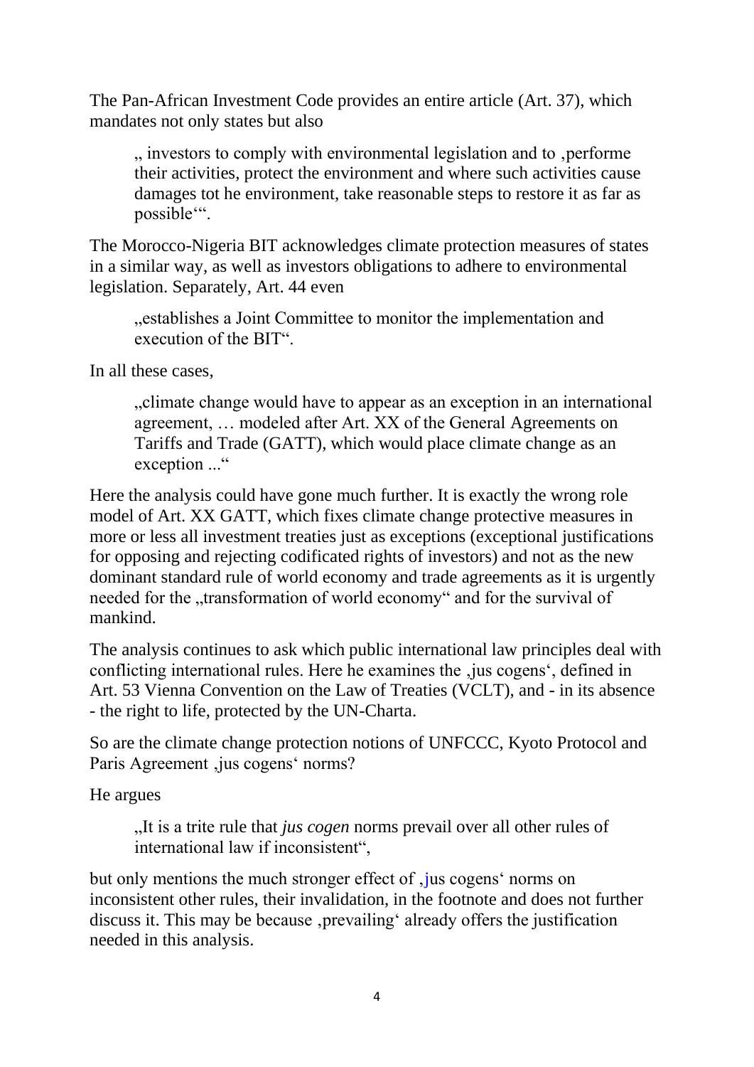The Pan-African Investment Code provides an entire article (Art. 37), which mandates not only states but also

> „ investors to comply with environmental legislation and to ‚performe their activities, protect the environment and where such activities cause damages tot he environment, take reasonable steps to restore it as far as possible'".

The Morocco-Nigeria BIT acknowledges climate protection measures of states in a similar way, as well as investors obligations to adhere to environmental legislation. Separately, Art. 44 even

> „establishes a Joint Committee to monitor the implementation and execution of the BIT".

In all these cases,

> „climate change would have to appear as an exception in an international agreement, … modeled after Art. XX of the General Agreements on Tariffs and Trade (GATT), which would place climate change as an exception ..."

Here the analysis could have gone much further. It is exactly the wrong role model of Art. XX GATT, which fixes climate change protective measures in more or less all investment treaties just as exceptions (exceptional justifications for opposing and rejecting codificated rights of investors) and not as the new dominant standard rule of world economy and trade agreements as it is urgently needed for the „transformation of world economy" and for the survival of mankind.

The analysis continues to ask which public international law principles deal with conflicting international rules. Here he examines the ‚jus cogens', defined in Art. 53 Vienna Convention on the Law of Treaties (VCLT), and - in its absence - the right to life, protected by the UN-Charta.

So are the climate change protection notions of UNFCCC, Kyoto Protocol and Paris Agreement ‚jus cogens' norms?

He argues

> „It is a trite rule that *jus cogen* norms prevail over all other rules of international law if inconsistent",

but only mentions the much stronger effect of ‚jus cogens' norms on inconsistent other rules, their invalidation, in the footnote and does not further discuss it. This may be because ‚prevailing' already offers the justification needed in this analysis.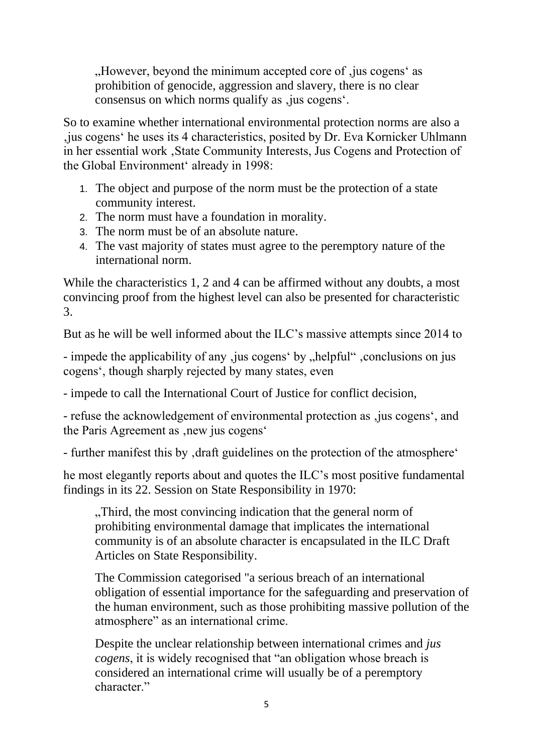> „However, beyond the minimum accepted core of ‚jus cogens' as prohibition of genocide, aggression and slavery, there is no clear consensus on which norms qualify as ‚jus cogens'.

So to examine whether international environmental protection norms are also a ‚jus cogens' he uses its 4 characteristics, posited by Dr. Eva Kornicker Uhlmann in her essential work ‚State Community Interests, Jus Cogens and Protection of the Global Environment' already in 1998:

1. The object and purpose of the norm must be the protection of a state community interest.
2. The norm must have a foundation in morality.
3. The norm must be of an absolute nature.
4. The vast majority of states must agree to the peremptory nature of the international norm.

While the characteristics 1, 2 and 4 can be affirmed without any doubts, a most convincing proof from the highest level can also be presented for characteristic 3.

But as he will be well informed about the ILC's massive attempts since 2014 to

- impede the applicability of any ‚jus cogens' by „helpful" ‚conclusions on jus cogens', though sharply rejected by many states, even

- impede to call the International Court of Justice for conflict decision,

- refuse the acknowledgement of environmental protection as ‚jus cogens', and the Paris Agreement as ‚new jus cogens'

- further manifest this by ‚draft guidelines on the protection of the atmosphere'

he most elegantly reports about and quotes the ILC's most positive fundamental findings in its 22. Session on State Responsibility in 1970:

> „Third, the most convincing indication that the general norm of prohibiting environmental damage that implicates the international community is of an absolute character is encapsulated in the ILC Draft Articles on State Responsibility.
>
> The Commission categorised "a serious breach of an international obligation of essential importance for the safeguarding and preservation of the human environment, such as those prohibiting massive pollution of the atmosphere" as an international crime.
>
> Despite the unclear relationship between international crimes and *jus cogens*, it is widely recognised that "an obligation whose breach is considered an international crime will usually be of a peremptory character."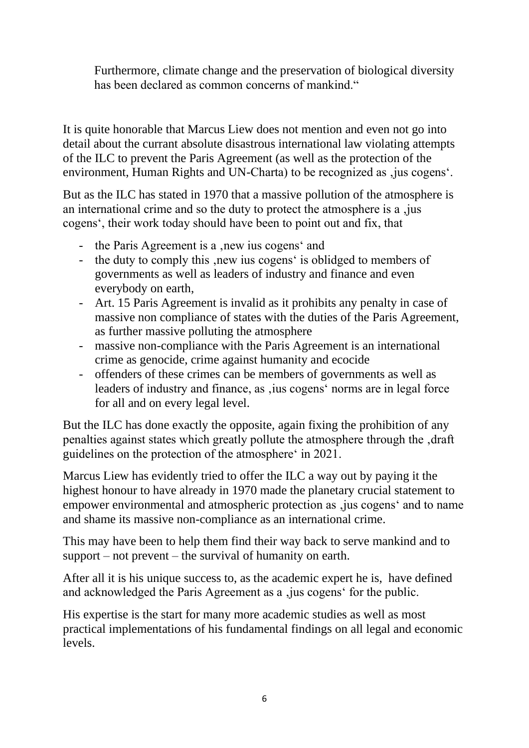Furthermore, climate change and the preservation of biological diversity has been declared as common concerns of mankind."

It is quite honorable that Marcus Liew does not mention and even not go into detail about the currant absolute disastrous international law violating attempts of the ILC to prevent the Paris Agreement (as well as the protection of the environment, Human Rights and UN-Charta) to be recognized as ‚jus cogens'.

But as the ILC has stated in 1970 that a massive pollution of the atmosphere is an international crime and so the duty to protect the atmosphere is a ‚jus cogens', their work today should have been to point out and fix, that

- the Paris Agreement is a ‚new ius cogens' and
- the duty to comply this ‚new ius cogens' is oblidged to members of governments as well as leaders of industry and finance and even everybody on earth,
- Art. 15 Paris Agreement is invalid as it prohibits any penalty in case of massive non compliance of states with the duties of the Paris Agreement, as further massive polluting the atmosphere
- massive non-compliance with the Paris Agreement is an international crime as genocide, crime against humanity and ecocide
- offenders of these crimes can be members of governments as well as leaders of industry and finance, as ‚ius cogens' norms are in legal force for all and on every legal level.

But the ILC has done exactly the opposite, again fixing the prohibition of any penalties against states which greatly pollute the atmosphere through the ‚draft guidelines on the protection of the atmosphere' in 2021.

Marcus Liew has evidently tried to offer the ILC a way out by paying it the highest honour to have already in 1970 made the planetary crucial statement to empower environmental and atmospheric protection as ‚jus cogens' and to name and shame its massive non-compliance as an international crime.

This may have been to help them find their way back to serve mankind and to support – not prevent – the survival of humanity on earth.

After all it is his unique success to, as the academic expert he is, have defined and acknowledged the Paris Agreement as a ‚jus cogens' for the public.

His expertise is the start for many more academic studies as well as most practical implementations of his fundamental findings on all legal and economic levels.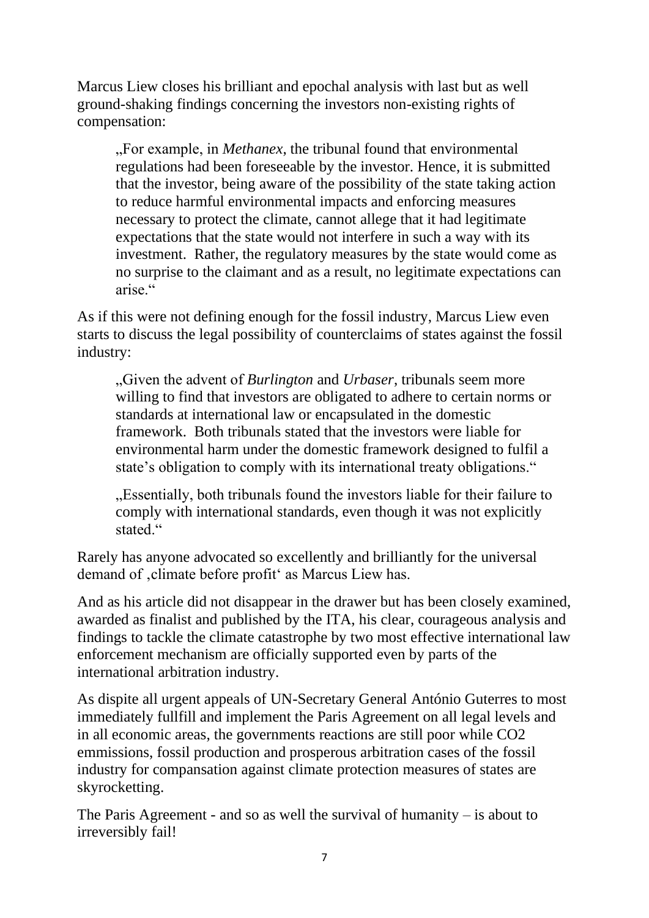Marcus Liew closes his brilliant and epochal analysis with last but as well ground-shaking findings concerning the investors non-existing rights of compensation:

> „For example, in *Methanex*, the tribunal found that environmental regulations had been foreseeable by the investor. Hence, it is submitted that the investor, being aware of the possibility of the state taking action to reduce harmful environmental impacts and enforcing measures necessary to protect the climate, cannot allege that it had legitimate expectations that the state would not interfere in such a way with its investment. Rather, the regulatory measures by the state would come as no surprise to the claimant and as a result, no legitimate expectations can arise."

As if this were not defining enough for the fossil industry, Marcus Liew even starts to discuss the legal possibility of counterclaims of states against the fossil industry:

> „Given the advent of *Burlington* and *Urbaser*, tribunals seem more willing to find that investors are obligated to adhere to certain norms or standards at international law or encapsulated in the domestic framework. Both tribunals stated that the investors were liable for environmental harm under the domestic framework designed to fulfil a state's obligation to comply with its international treaty obligations."
>
> „Essentially, both tribunals found the investors liable for their failure to comply with international standards, even though it was not explicitly stated."

Rarely has anyone advocated so excellently and brilliantly for the universal demand of ‚climate before profit' as Marcus Liew has.

And as his article did not disappear in the drawer but has been closely examined, awarded as finalist and published by the ITA, his clear, courageous analysis and findings to tackle the climate catastrophe by two most effective international law enforcement mechanism are officially supported even by parts of the international arbitration industry.

As dispite all urgent appeals of UN-Secretary General António Guterres to most immediately fullfill and implement the Paris Agreement on all legal levels and in all economic areas, the governments reactions are still poor while CO2 emmissions, fossil production and prosperous arbitration cases of the fossil industry for compansation against climate protection measures of states are skyrocketting.

The Paris Agreement - and so as well the survival of humanity – is about to irreversibly fail!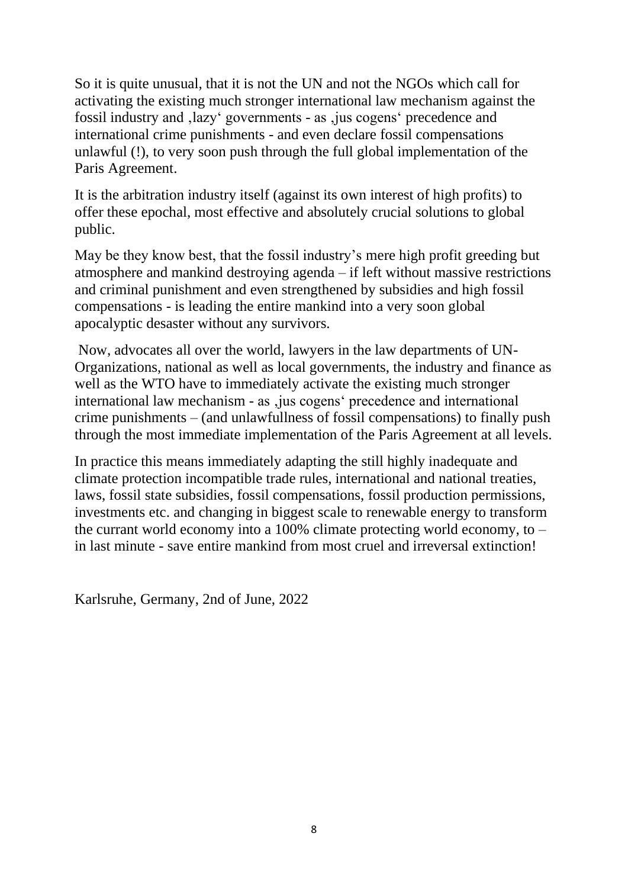So it is quite unusual, that it is not the UN and not the NGOs which call for activating the existing much stronger international law mechanism against the fossil industry and ‚lazy' governments - as ‚jus cogens' precedence and international crime punishments - and even declare fossil compensations unlawful (!), to very soon push through the full global implementation of the Paris Agreement.

It is the arbitration industry itself (against its own interest of high profits) to offer these epochal, most effective and absolutely crucial solutions to global public.

May be they know best, that the fossil industry's mere high profit greeding but atmosphere and mankind destroying agenda – if left without massive restrictions and criminal punishment and even strengthened by subsidies and high fossil compensations - is leading the entire mankind into a very soon global apocalyptic desaster without any survivors.

Now, advocates all over the world, lawyers in the law departments of UN-Organizations, national as well as local governments, the industry and finance as well as the WTO have to immediately activate the existing much stronger international law mechanism - as ‚jus cogens' precedence and international crime punishments – (and unlawfullness of fossil compensations) to finally push through the most immediate implementation of the Paris Agreement at all levels.

In practice this means immediately adapting the still highly inadequate and climate protection incompatible trade rules, international and national treaties, laws, fossil state subsidies, fossil compensations, fossil production permissions, investments etc. and changing in biggest scale to renewable energy to transform the currant world economy into a 100% climate protecting world economy, to – in last minute - save entire mankind from most cruel and irreversal extinction!

Karlsruhe, Germany, 2nd of June, 2022